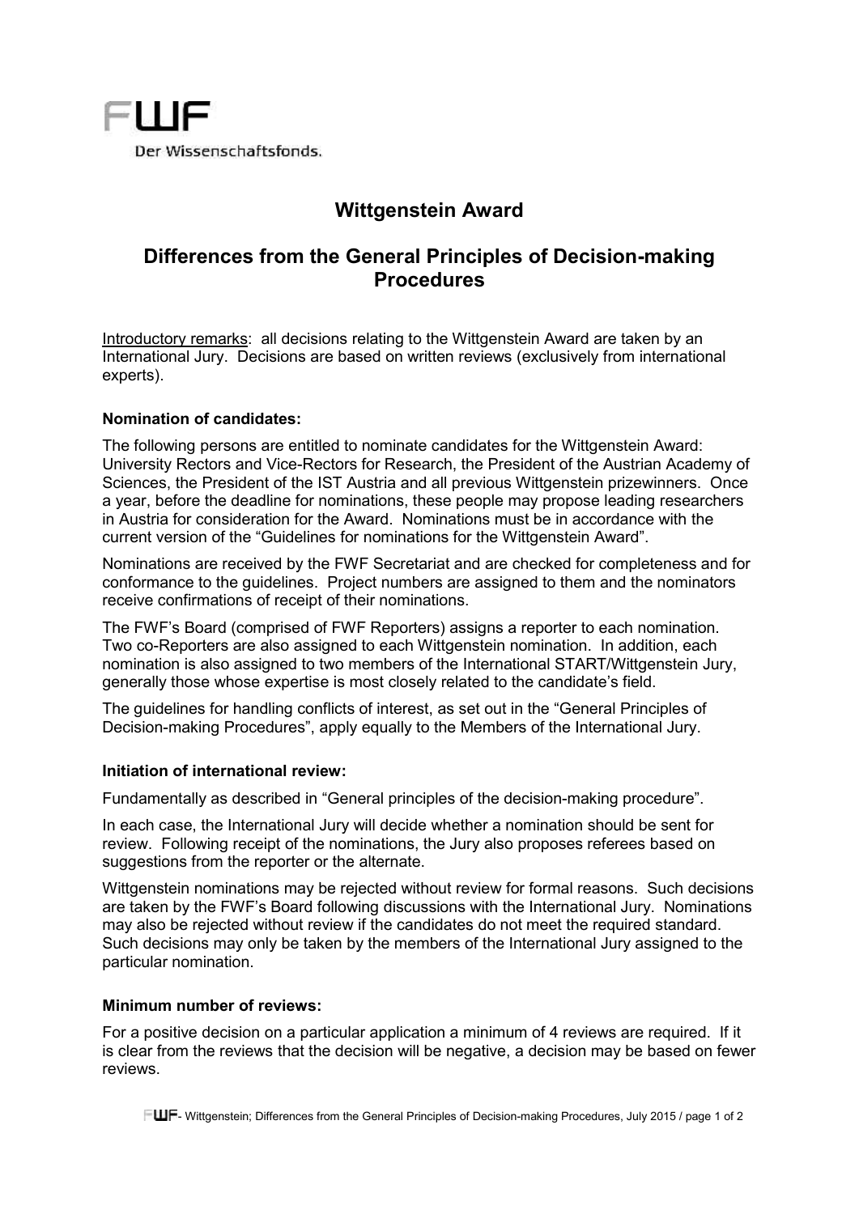FWF

Der Wissenschaftsfonds.

# Wittgenstein Award

## Differences from the General Principles of Decision-making Procedures

Introductory remarks: all decisions relating to the Wittgenstein Award are taken by an International Jury. Decisions are based on written reviews (exclusively from international experts).

**Nomination of candidates:**

The following persons are entitled to nominate candidates for the Wittgenstein Award: University Rectors and Vice-Rectors for Research, the President of the Austrian Academy of Sciences, the President of the IST Austria and all previous Wittgenstein prizewinners. Once a year, before the deadline for nominations, these people may propose leading researchers in Austria for consideration for the Award. Nominations must be in accordance with the current version of the "Guidelines for nominations for the Wittgenstein Award".

Nominations are received by the FWF Secretariat and are checked for completeness and for conformance to the guidelines. Project numbers are assigned to them and the nominators receive confirmations of receipt of their nominations.

The FWF's Board (comprised of FWF Reporters) assigns a reporter to each nomination. Two co-Reporters are also assigned to each Wittgenstein nomination. In addition, each nomination is also assigned to two members of the International START/Wittgenstein Jury, generally those whose expertise is most closely related to the candidate's field.

The guidelines for handling conflicts of interest, as set out in the "General Principles of Decision-making Procedures", apply equally to the Members of the International Jury.

**Initiation of international review:**

Fundamentally as described in "General principles of the decision-making procedure".

In each case, the International Jury will decide whether a nomination should be sent for review. Following receipt of the nominations, the Jury also proposes referees based on suggestions from the reporter or the alternate.

Wittgenstein nominations may be rejected without review for formal reasons. Such decisions are taken by the FWF's Board following discussions with the International Jury. Nominations may also be rejected without review if the candidates do not meet the required standard. Such decisions may only be taken by the members of the International Jury assigned to the particular nomination.

**Minimum number of reviews:**

For a positive decision on a particular application a minimum of 4 reviews are required. If it is clear from the reviews that the decision will be negative, a decision may be based on fewer reviews.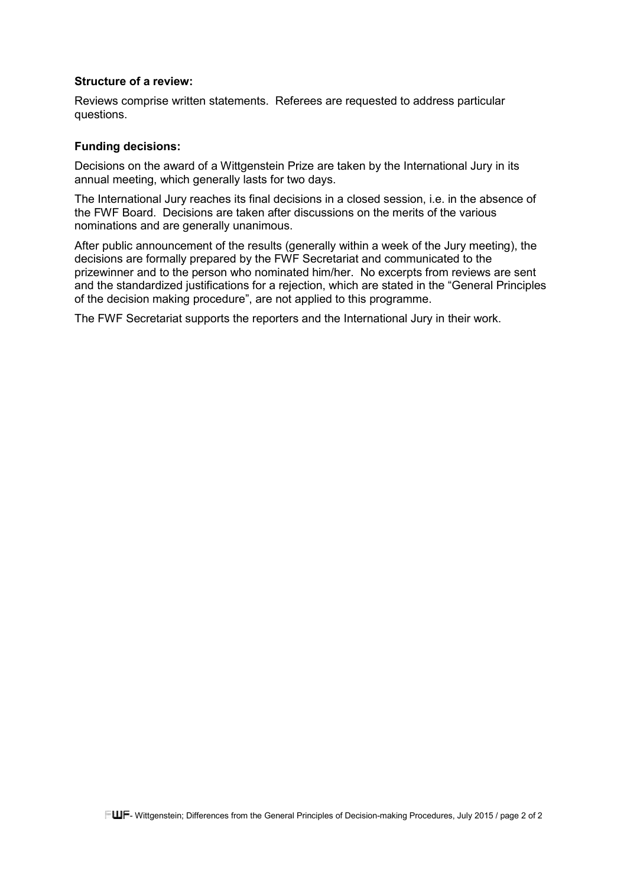**Structure of a review:**

Reviews comprise written statements. Referees are requested to address particular questions.

**Funding decisions:**

Decisions on the award of a Wittgenstein Prize are taken by the International Jury in its annual meeting, which generally lasts for two days.

The International Jury reaches its final decisions in a closed session, i.e. in the absence of the FWF Board. Decisions are taken after discussions on the merits of the various nominations and are generally unanimous.

After public announcement of the results (generally within a week of the Jury meeting), the decisions are formally prepared by the FWF Secretariat and communicated to the prizewinner and to the person who nominated him/her. No excerpts from reviews are sent and the standardized justifications for a rejection, which are stated in the "General Principles of the decision making procedure", are not applied to this programme.

The FWF Secretariat supports the reporters and the International Jury in their work.